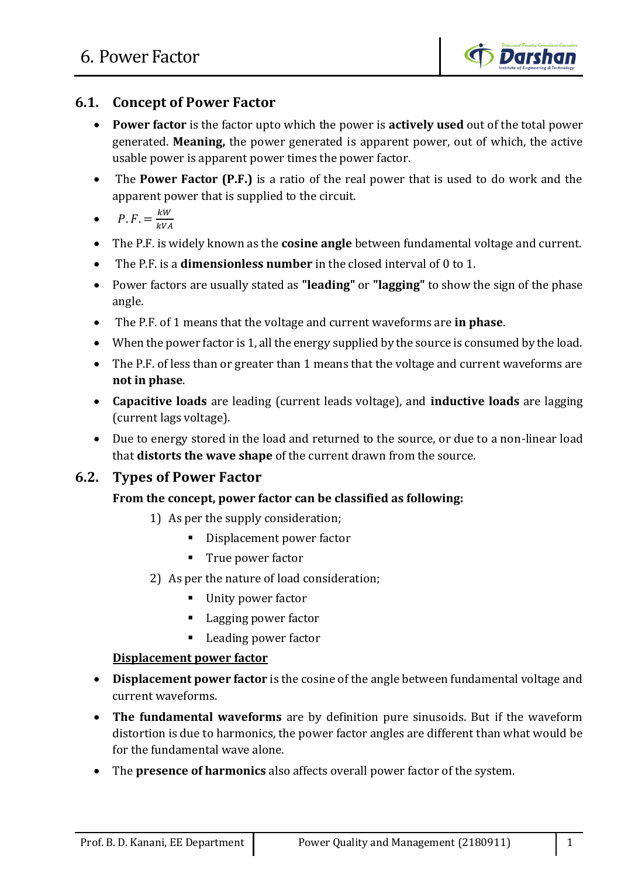# 6. Power Factor

## 6.1. Concept of Power Factor

- **Power factor** is the factor upto which the power is **actively used** out of the total power generated. **Meaning,** the power generated is apparent power, out of which, the active usable power is apparent power times the power factor.
- The **Power Factor (P.F.)** is a ratio of the real power that is used to do work and the apparent power that is supplied to the circuit.
- $P.F. = \frac{kW}{kVA}$
- The P.F. is widely known as the **cosine angle** between fundamental voltage and current.
- The P.F. is a **dimensionless number** in the closed interval of 0 to 1.
- Power factors are usually stated as **"leading"** or **"lagging"** to show the sign of the phase angle.
- The P.F. of 1 means that the voltage and current waveforms are **in phase**.
- When the power factor is 1, all the energy supplied by the source is consumed by the load.
- The P.F. of less than or greater than 1 means that the voltage and current waveforms are **not in phase**.
- **Capacitive loads** are leading (current leads voltage), and **inductive loads** are lagging (current lags voltage).
- Due to energy stored in the load and returned to the source, or due to a non-linear load that **distorts the wave shape** of the current drawn from the source.

## 6.2. Types of Power Factor

**From the concept, power factor can be classified as following:**

1) As per the supply consideration;
   - Displacement power factor
   - True power factor
2) As per the nature of load consideration;
   - Unity power factor
   - Lagging power factor
   - Leading power factor

**Displacement power factor**

- **Displacement power factor** is the cosine of the angle between fundamental voltage and current waveforms.
- **The fundamental waveforms** are by definition pure sinusoids. But if the waveform distortion is due to harmonics, the power factor angles are different than what would be for the fundamental wave alone.
- The **presence of harmonics** also affects overall power factor of the system.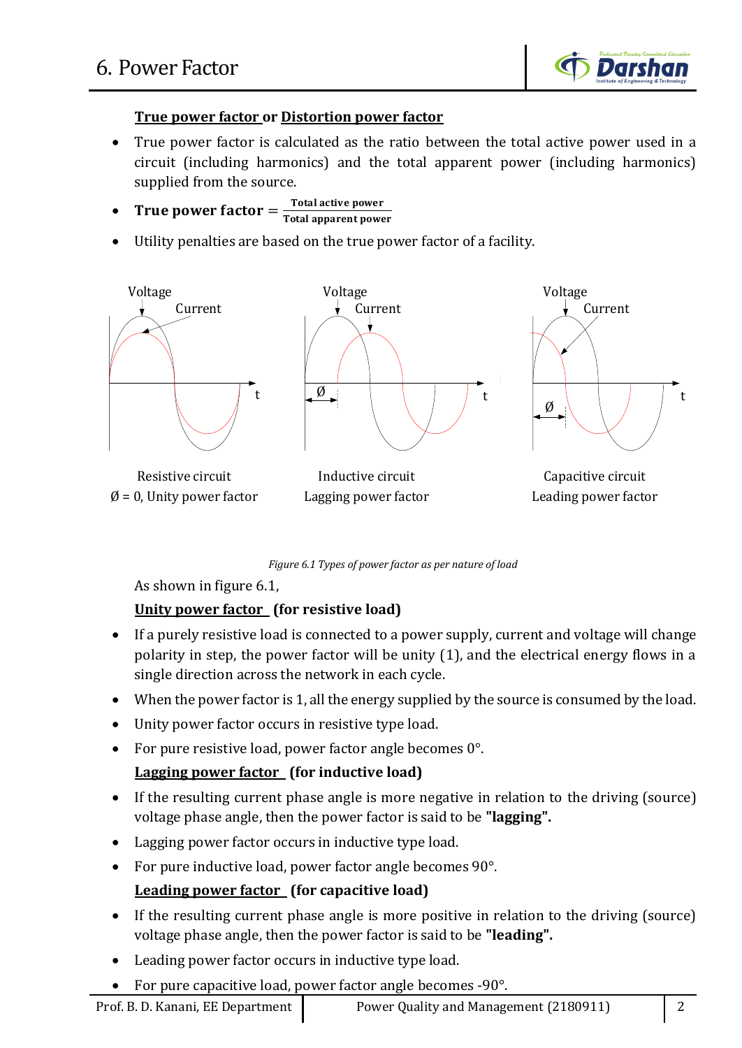**<u>True power factor</u> or <u>Distortion power factor</u>**

- True power factor is calculated as the ratio between the total active power used in a circuit (including harmonics) and the total apparent power (including harmonics) supplied from the source.
- **True power factor** $= \frac{\textbf{Total active power}}{\textbf{Total apparent power}}$
- Utility penalties are based on the true power factor of a facility.

Voltage Current Voltage Current Voltage Current

Resistive circuit
Ø = 0, Unity power factor

Inductive circuit
Lagging power factor

Capacitive circuit
Leading power factor

*Figure 6.1 Types of power factor as per nature of load*

As shown in figure 6.1,

**<u>Unity power factor</u> (for resistive load)**

- If a purely resistive load is connected to a power supply, current and voltage will change polarity in step, the power factor will be unity (1), and the electrical energy flows in a single direction across the network in each cycle.
- When the power factor is 1, all the energy supplied by the source is consumed by the load.
- Unity power factor occurs in resistive type load.
- For pure resistive load, power factor angle becomes 0°.

**<u>Lagging power factor</u> (for inductive load)**

- If the resulting current phase angle is more negative in relation to the driving (source) voltage phase angle, then the power factor is said to be **"lagging".**
- Lagging power factor occurs in inductive type load.
- For pure inductive load, power factor angle becomes 90°.

**<u>Leading power factor</u> (for capacitive load)**

- If the resulting current phase angle is more positive in relation to the driving (source) voltage phase angle, then the power factor is said to be **"leading".**
- Leading power factor occurs in inductive type load.
- For pure capacitive load, power factor angle becomes -90°.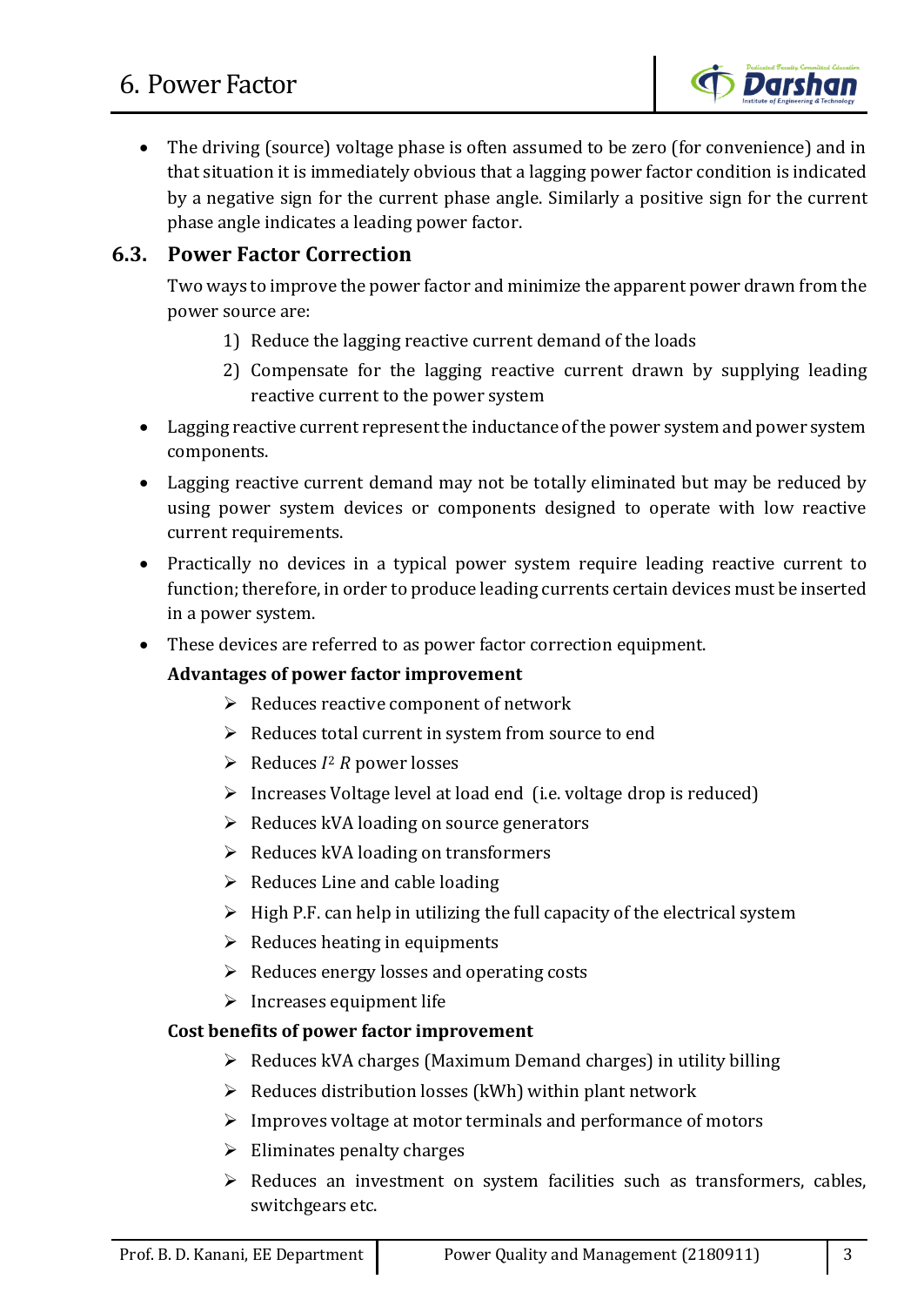- The driving (source) voltage phase is often assumed to be zero (for convenience) and in that situation it is immediately obvious that a lagging power factor condition is indicated by a negative sign for the current phase angle. Similarly a positive sign for the current phase angle indicates a leading power factor.

## 6.3. Power Factor Correction

Two ways to improve the power factor and minimize the apparent power drawn from the power source are:

1) Reduce the lagging reactive current demand of the loads
2) Compensate for the lagging reactive current drawn by supplying leading reactive current to the power system

- Lagging reactive current represent the inductance of the power system and power system components.
- Lagging reactive current demand may not be totally eliminated but may be reduced by using power system devices or components designed to operate with low reactive current requirements.
- Practically no devices in a typical power system require leading reactive current to function; therefore, in order to produce leading currents certain devices must be inserted in a power system.
- These devices are referred to as power factor correction equipment.

**Advantages of power factor improvement**

- Reduces reactive component of network
- Reduces total current in system from source to end
- Reduces $I^2 R$ power losses
- Increases Voltage level at load end (i.e. voltage drop is reduced)
- Reduces kVA loading on source generators
- Reduces kVA loading on transformers
- Reduces Line and cable loading
- High P.F. can help in utilizing the full capacity of the electrical system
- Reduces heating in equipments
- Reduces energy losses and operating costs
- Increases equipment life

**Cost benefits of power factor improvement**

- Reduces kVA charges (Maximum Demand charges) in utility billing
- Reduces distribution losses (kWh) within plant network
- Improves voltage at motor terminals and performance of motors
- Eliminates penalty charges
- Reduces an investment on system facilities such as transformers, cables, switchgears etc.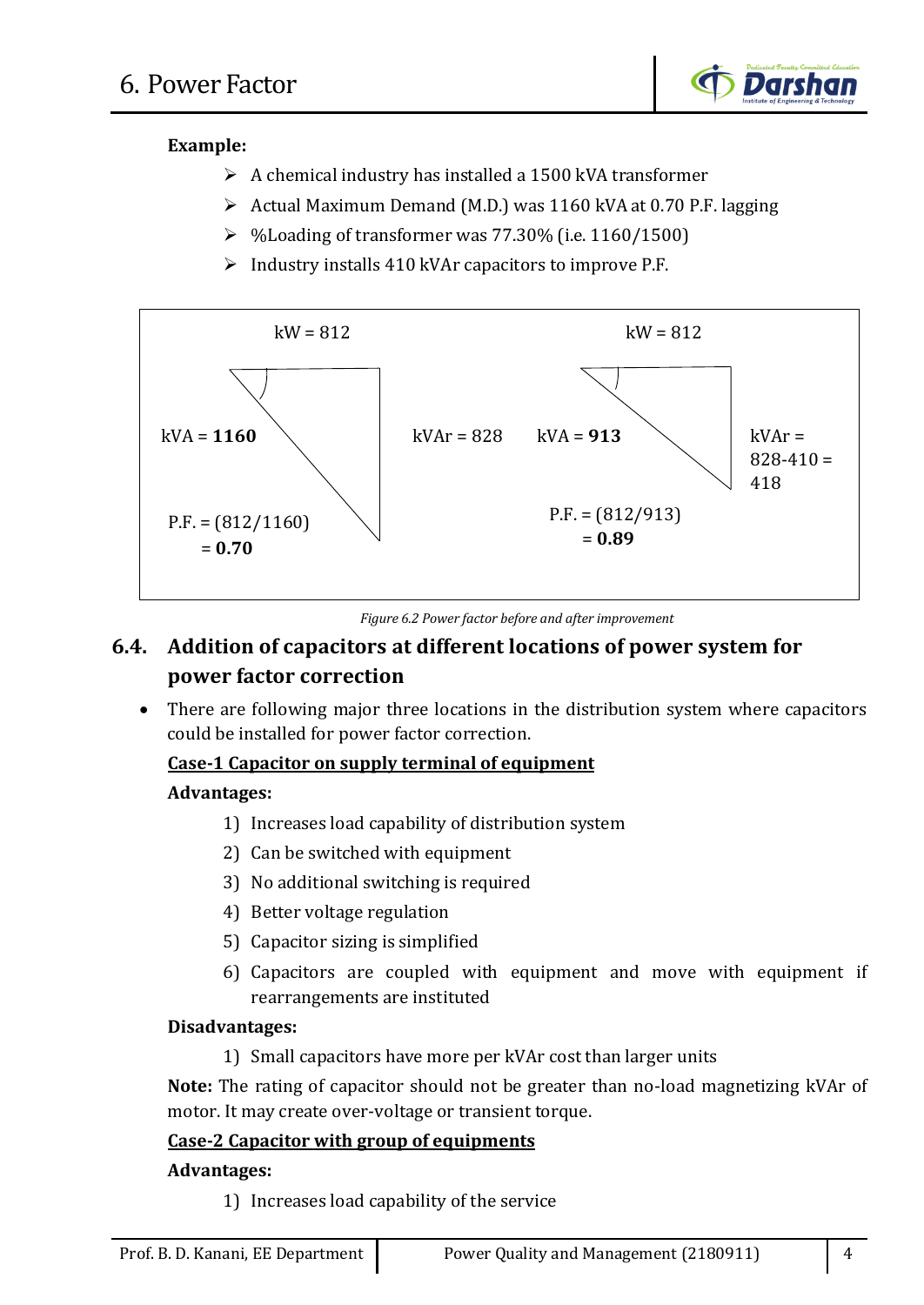**Example:**

- A chemical industry has installed a 1500 kVA transformer
- Actual Maximum Demand (M.D.) was 1160 kVA at 0.70 P.F. lagging
- %Loading of transformer was 77.30% (i.e. 1160/1500)
- Industry installs 410 kVAr capacitors to improve P.F.

kW = 812

kVA = **1160**

kVAr = 828

P.F. = (812/1160) = **0.70**

kW = 812

kVA = **913**

kVAr = 828-410 = 418

P.F. = (812/913) = **0.89**

*Figure 6.2 Power factor before and after improvement*

## 6.4. Addition of capacitors at different locations of power system for power factor correction

- There are following major three locations in the distribution system where capacitors could be installed for power factor correction.

**Case-1 Capacitor on supply terminal of equipment**

**Advantages:**

1) Increases load capability of distribution system
2) Can be switched with equipment
3) No additional switching is required
4) Better voltage regulation
5) Capacitor sizing is simplified
6) Capacitors are coupled with equipment and move with equipment if rearrangements are instituted

**Disadvantages:**

1) Small capacitors have more per kVAr cost than larger units

**Note:** The rating of capacitor should not be greater than no-load magnetizing kVAr of motor. It may create over-voltage or transient torque.

**Case-2 Capacitor with group of equipments**

**Advantages:**

1) Increases load capability of the service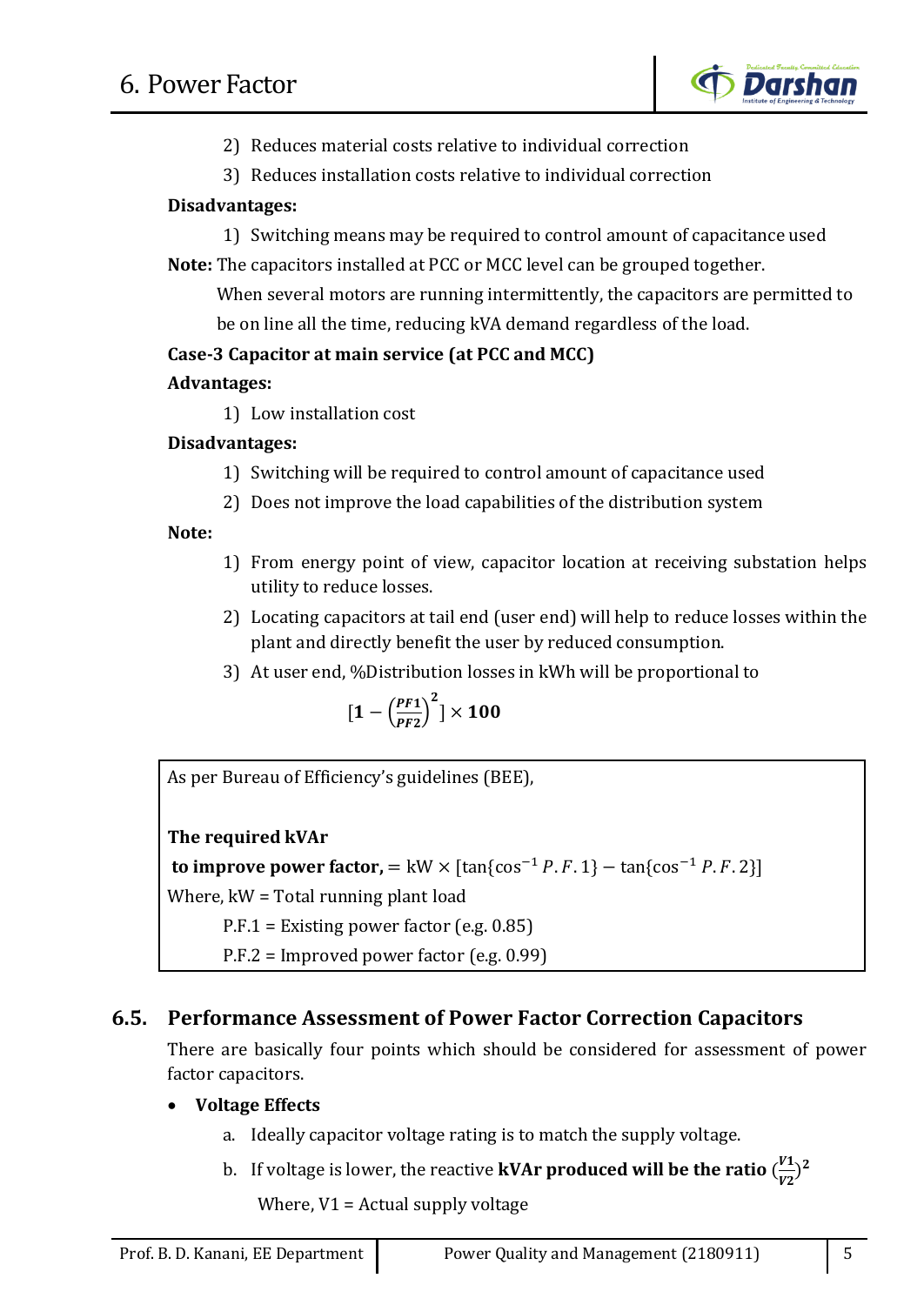2) Reduces material costs relative to individual correction
3) Reduces installation costs relative to individual correction

**Disadvantages:**

1) Switching means may be required to control amount of capacitance used

**Note:** The capacitors installed at PCC or MCC level can be grouped together.

When several motors are running intermittently, the capacitors are permitted to be on line all the time, reducing kVA demand regardless of the load.

**Case-3 Capacitor at main service (at PCC and MCC)**

**Advantages:**

1) Low installation cost

**Disadvantages:**

1) Switching will be required to control amount of capacitance used
2) Does not improve the load capabilities of the distribution system

**Note:**

1) From energy point of view, capacitor location at receiving substation helps utility to reduce losses.
2) Locating capacitors at tail end (user end) will help to reduce losses within the plant and directly benefit the user by reduced consumption.
3) At user end, %Distribution losses in kWh will be proportional to

$$\left[\mathbf{1} - \left(\frac{\boldsymbol{PF1}}{\boldsymbol{PF2}}\right)^{\mathbf{2}}\right] \times \mathbf{100}$$

> As per Bureau of Efficiency's guidelines (BEE),
>
> **The required kVAr**
> **to improve power factor,** $= \text{kW} \times [\tan\{\cos^{-1} P.F.1\} - \tan\{\cos^{-1} P.F.2\}]$
> Where, kW = Total running plant load
> P.F.1 = Existing power factor (e.g. 0.85)
> P.F.2 = Improved power factor (e.g. 0.99)

## 6.5. Performance Assessment of Power Factor Correction Capacitors

There are basically four points which should be considered for assessment of power factor capacitors.

- **Voltage Effects**
  a. Ideally capacitor voltage rating is to match the supply voltage.
  b. If voltage is lower, the reactive **kVAr produced will be the ratio** $\left(\frac{V1}{V2}\right)^2$

     Where, V1 = Actual supply voltage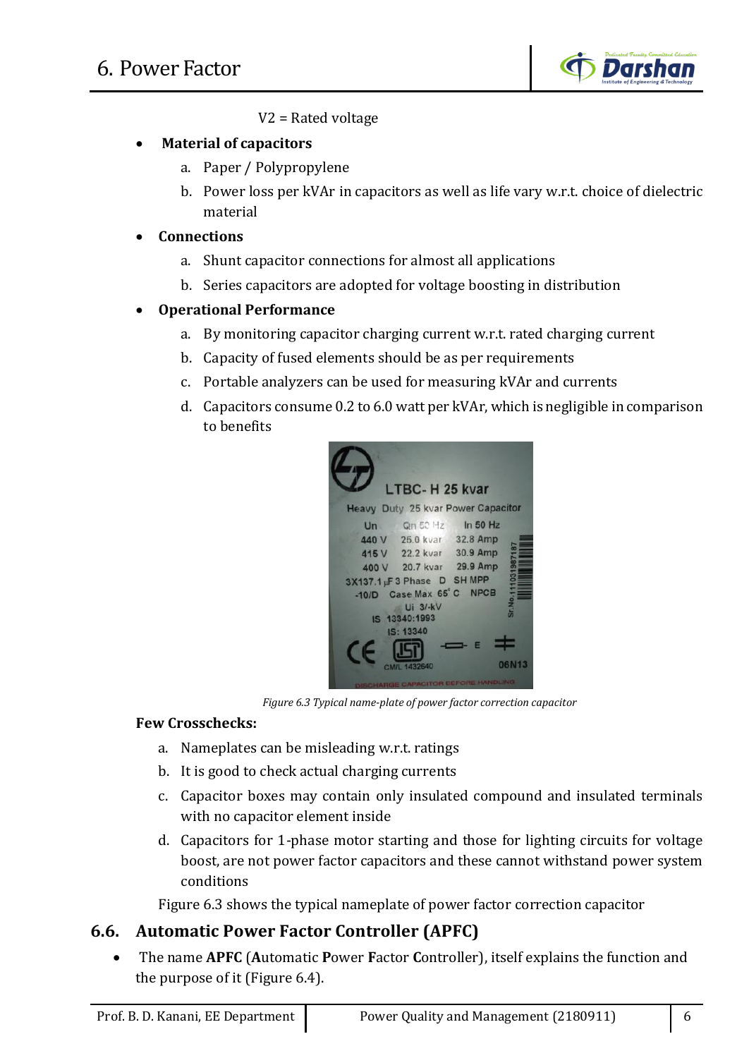V2 = Rated voltage

- **Material of capacitors**
  a. Paper / Polypropylene
  b. Power loss per kVAr in capacitors as well as life vary w.r.t. choice of dielectric material
- **Connections**
  a. Shunt capacitor connections for almost all applications
  b. Series capacitors are adopted for voltage boosting in distribution
- **Operational Performance**
  a. By monitoring capacitor charging current w.r.t. rated charging current
  b. Capacity of fused elements should be as per requirements
  c. Portable analyzers can be used for measuring kVAr and currents
  d. Capacitors consume 0.2 to 6.0 watt per kVAr, which is negligible in comparison to benefits

*Figure 6.3 Typical name-plate of power factor correction capacitor*

**Few Crosschecks:**

a. Nameplates can be misleading w.r.t. ratings
b. It is good to check actual charging currents
c. Capacitor boxes may contain only insulated compound and insulated terminals with no capacitor element inside
d. Capacitors for 1-phase motor starting and those for lighting circuits for voltage boost, are not power factor capacitors and these cannot withstand power system conditions

Figure 6.3 shows the typical nameplate of power factor correction capacitor

## 6.6. Automatic Power Factor Controller (APFC)

- The name **APFC** (**A**utomatic **P**ower **F**actor **C**ontroller), itself explains the function and the purpose of it (Figure 6.4).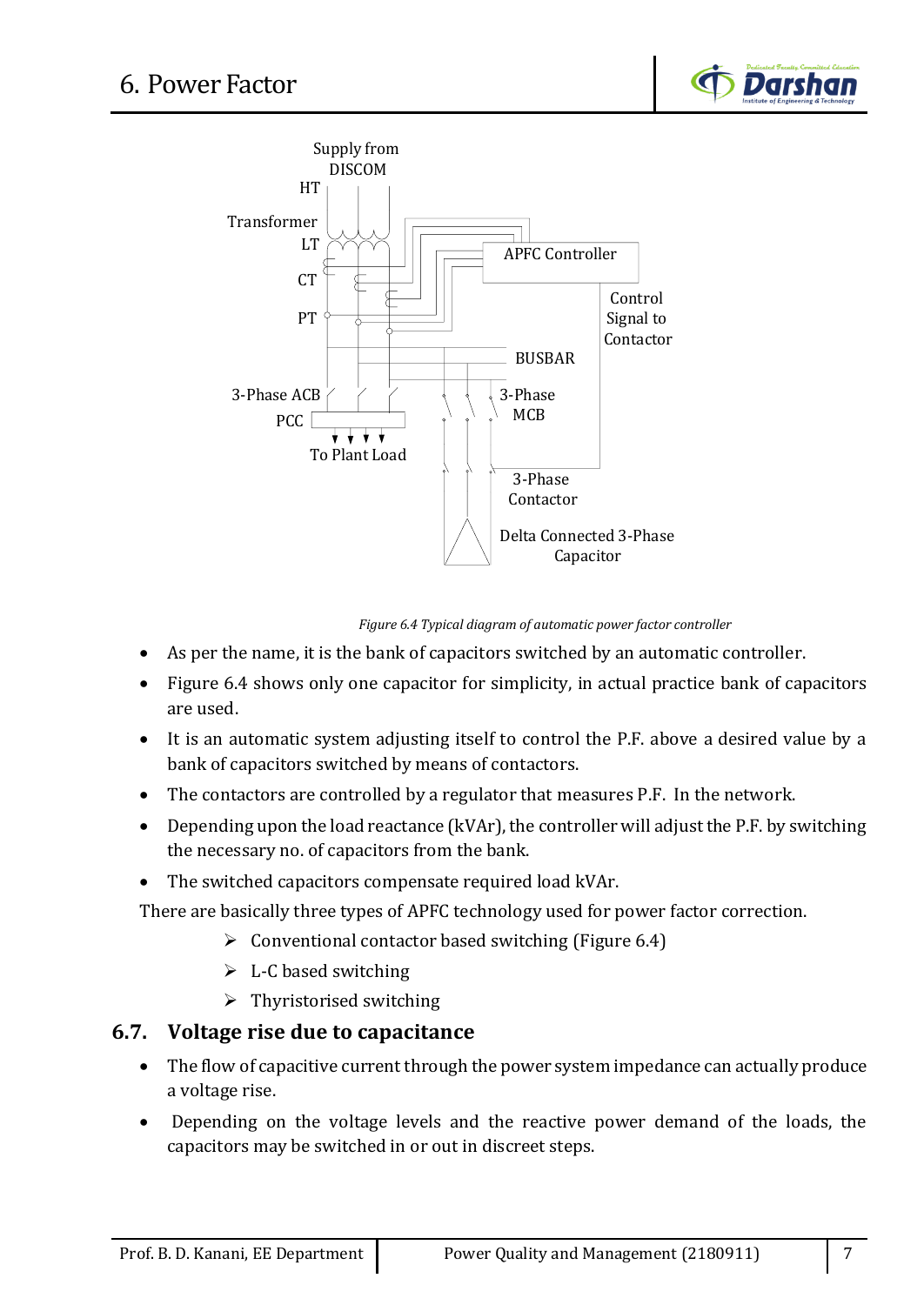Figure 6.4 Typical diagram of automatic power factor controller

- As per the name, it is the bank of capacitors switched by an automatic controller.
- Figure 6.4 shows only one capacitor for simplicity, in actual practice bank of capacitors are used.
- It is an automatic system adjusting itself to control the P.F. above a desired value by a bank of capacitors switched by means of contactors.
- The contactors are controlled by a regulator that measures P.F. In the network.
- Depending upon the load reactance (kVAr), the controller will adjust the P.F. by switching the necessary no. of capacitors from the bank.
- The switched capacitors compensate required load kVAr.

There are basically three types of APFC technology used for power factor correction.

- Conventional contactor based switching (Figure 6.4)
- L-C based switching
- Thyristorised switching

## 6.7. Voltage rise due to capacitance

- The flow of capacitive current through the power system impedance can actually produce a voltage rise.
- Depending on the voltage levels and the reactive power demand of the loads, the capacitors may be switched in or out in discreet steps.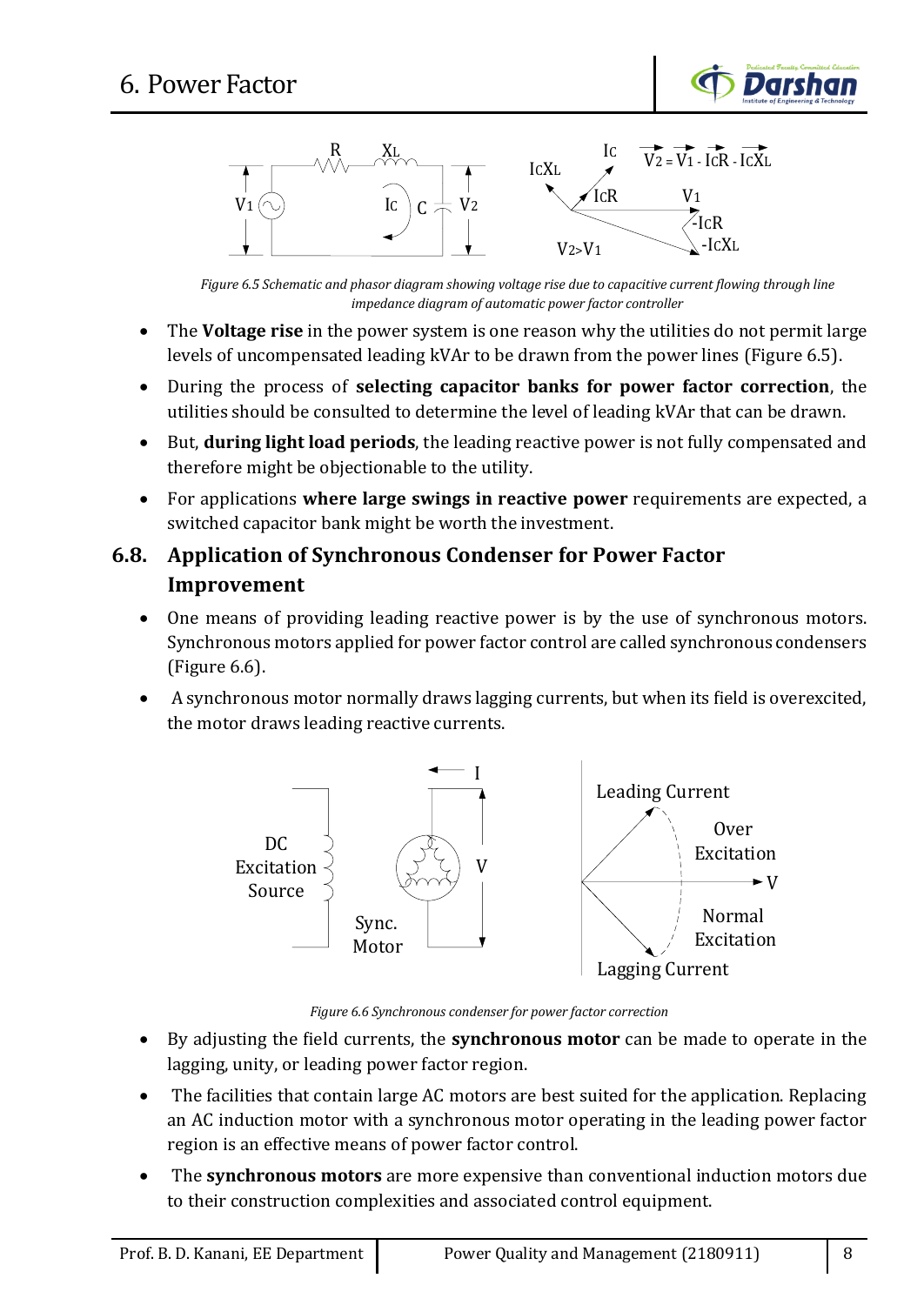*Figure 6.5 Schematic and phasor diagram showing voltage rise due to capacitive current flowing through line impedance diagram of automatic power factor controller*

- The **Voltage rise** in the power system is one reason why the utilities do not permit large levels of uncompensated leading kVAr to be drawn from the power lines (Figure 6.5).
- During the process of **selecting capacitor banks for power factor correction**, the utilities should be consulted to determine the level of leading kVAr that can be drawn.
- But, **during light load periods**, the leading reactive power is not fully compensated and therefore might be objectionable to the utility.
- For applications **where large swings in reactive power** requirements are expected, a switched capacitor bank might be worth the investment.

## 6.8. Application of Synchronous Condenser for Power Factor Improvement

- One means of providing leading reactive power is by the use of synchronous motors. Synchronous motors applied for power factor control are called synchronous condensers (Figure 6.6).
- A synchronous motor normally draws lagging currents, but when its field is overexcited, the motor draws leading reactive currents.

*Figure 6.6 Synchronous condenser for power factor correction*

- By adjusting the field currents, the **synchronous motor** can be made to operate in the lagging, unity, or leading power factor region.
- The facilities that contain large AC motors are best suited for the application. Replacing an AC induction motor with a synchronous motor operating in the leading power factor region is an effective means of power factor control.
- The **synchronous motors** are more expensive than conventional induction motors due to their construction complexities and associated control equipment.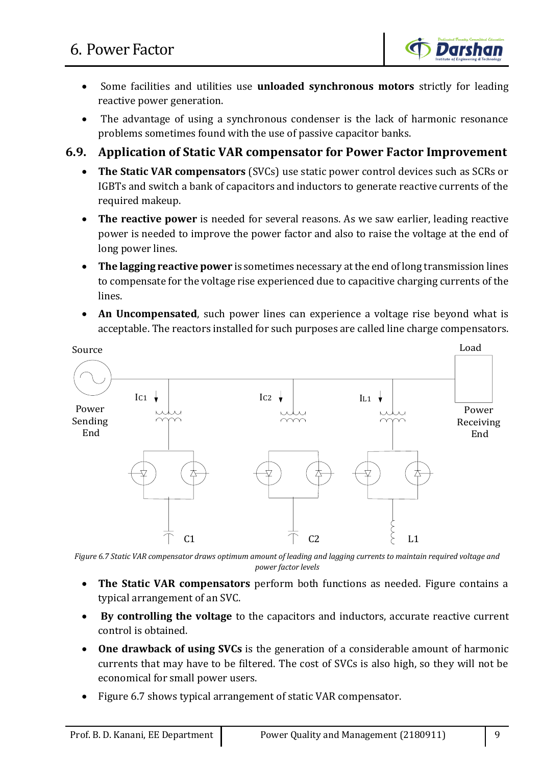- Some facilities and utilities use **unloaded synchronous motors** strictly for leading reactive power generation.
- The advantage of using a synchronous condenser is the lack of harmonic resonance problems sometimes found with the use of passive capacitor banks.

## 6.9. Application of Static VAR compensator for Power Factor Improvement

- **The Static VAR compensators** (SVCs) use static power control devices such as SCRs or IGBTs and switch a bank of capacitors and inductors to generate reactive currents of the required makeup.
- **The reactive power** is needed for several reasons. As we saw earlier, leading reactive power is needed to improve the power factor and also to raise the voltage at the end of long power lines.
- **The lagging reactive power** is sometimes necessary at the end of long transmission lines to compensate for the voltage rise experienced due to capacitive charging currents of the lines.
- **An Uncompensated**, such power lines can experience a voltage rise beyond what is acceptable. The reactors installed for such purposes are called line charge compensators.

*Figure 6.7 Static VAR compensator draws optimum amount of leading and lagging currents to maintain required voltage and power factor levels*

- **The Static VAR compensators** perform both functions as needed. Figure contains a typical arrangement of an SVC.
- **By controlling the voltage** to the capacitors and inductors, accurate reactive current control is obtained.
- **One drawback of using SVCs** is the generation of a considerable amount of harmonic currents that may have to be filtered. The cost of SVCs is also high, so they will not be economical for small power users.
- Figure 6.7 shows typical arrangement of static VAR compensator.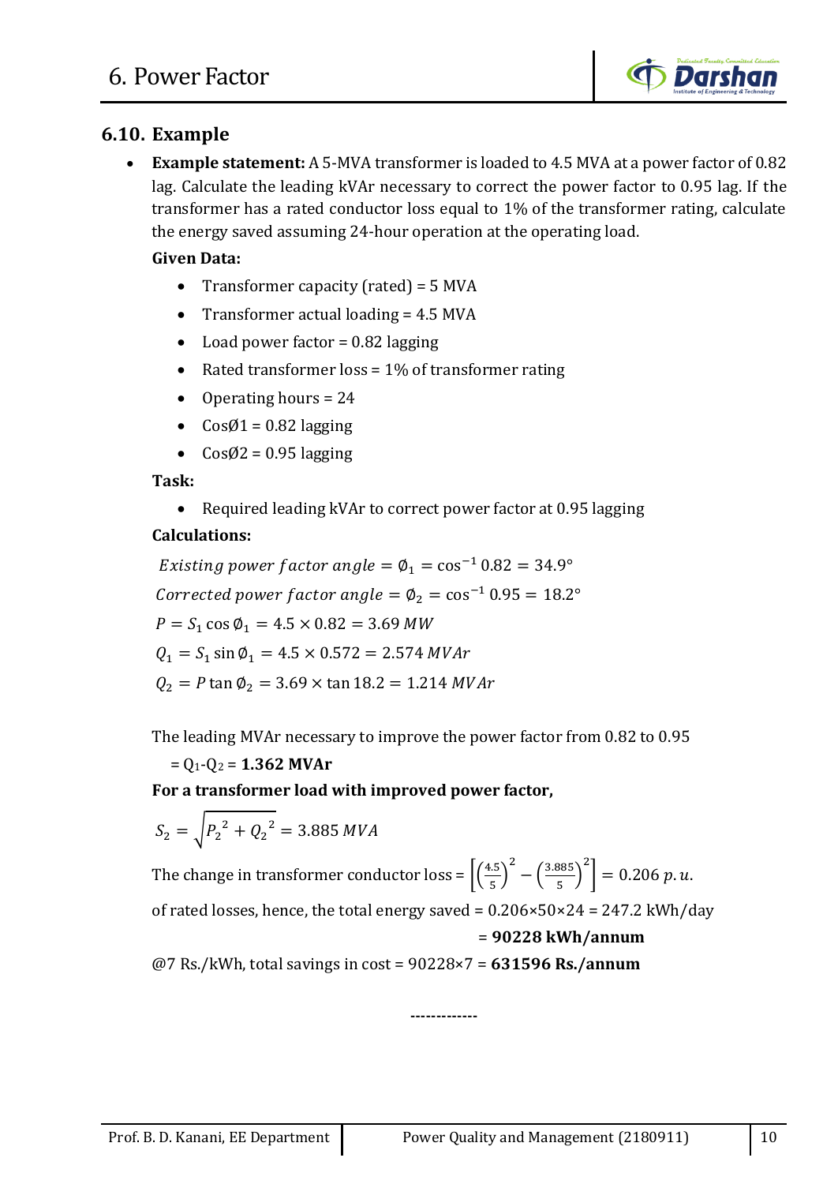## 6.10. Example

- **Example statement:** A 5-MVA transformer is loaded to 4.5 MVA at a power factor of 0.82 lag. Calculate the leading kVAr necessary to correct the power factor to 0.95 lag. If the transformer has a rated conductor loss equal to 1% of the transformer rating, calculate the energy saved assuming 24-hour operation at the operating load.

**Given Data:**

- Transformer capacity (rated) = 5 MVA
- Transformer actual loading = 4.5 MVA
- Load power factor = 0.82 lagging
- Rated transformer loss = 1% of transformer rating
- Operating hours = 24
- $\cos\emptyset 1 = 0.82$ lagging
- $\cos\emptyset 2 = 0.95$ lagging

**Task:**

- Required leading kVAr to correct power factor at 0.95 lagging

**Calculations:**

$$Existing\ power\ factor\ angle = \emptyset_1 = \cos^{-1} 0.82 = 34.9°$$

$$Corrected\ power\ factor\ angle = \emptyset_2 = \cos^{-1} 0.95 = 18.2°$$

$$P = S_1 \cos\emptyset_1 = 4.5 \times 0.82 = 3.69\ MW$$

$$Q_1 = S_1 \sin\emptyset_1 = 4.5 \times 0.572 = 2.574\ MVAr$$

$$Q_2 = P \tan\emptyset_2 = 3.69 \times \tan 18.2 = 1.214\ MVAr$$

The leading MVAr necessary to improve the power factor from 0.82 to 0.95

= $Q_1$-$Q_2$ = **1.362 MVAr**

**For a transformer load with improved power factor,**

$$S_2 = \sqrt{{P_2}^2 + {Q_2}^2} = 3.885\ MVA$$

The change in transformer conductor loss = $\left[\left(\frac{4.5}{5}\right)^2 - \left(\frac{3.885}{5}\right)^2\right] = 0.206\ p.u.$

of rated losses, hence, the total energy saved = 0.206×50×24 = 247.2 kWh/day

= **90228 kWh/annum**

@7 Rs./kWh, total savings in cost = 90228×7 = **631596 Rs./annum**

-------------